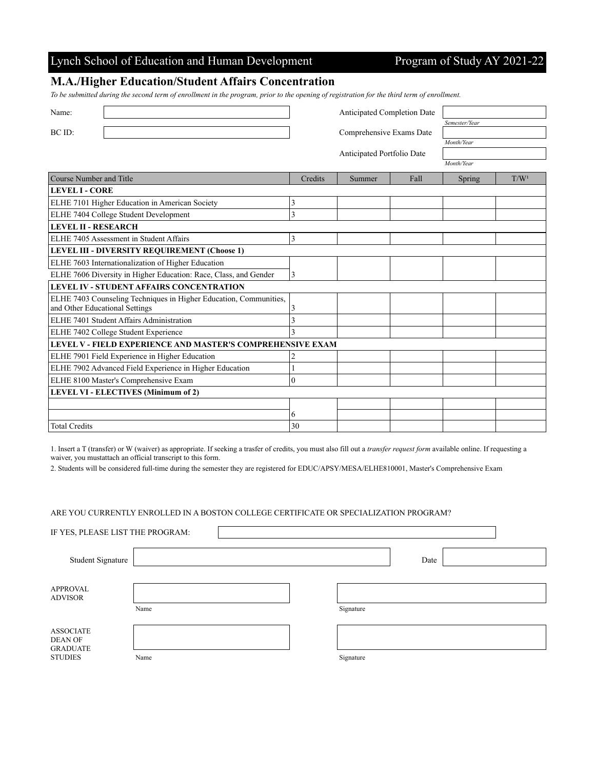Lynch School of Education and Human Development — Program of Study AY 2021-22

## M.A./Higher Education/Student Affairs Concentration

*To be submitted during the second term of enrollment in the program, prior to the opening of registration for the third term of enrollment.*

Name:

BC ID:

Anticipated Completion Date — *Semester/Year*

Comprehensive Exams Date — *Month/Year*

Anticipated Portfolio Date — *Month/Year*

| Course Number and Title | Credits | Summer | Fall | Spring | T/W[1] |
|---|---|---|---|---|---|
| **LEVEL I - CORE** | | | | | |
| ELHE 7101 Higher Education in American Society | 3 | | | | |
| ELHE 7404 College Student Development | 3 | | | | |
| **LEVEL II - RESEARCH** | | | | | |
| ELHE 7405 Assessment in Student Affairs | 3 | | | | |
| **LEVEL III - DIVERSITY REQUIREMENT (Choose 1)** | | | | | |
| ELHE 7603 Internationalization of Higher Education | | | | | |
| ELHE 7606 Diversity in Higher Education: Race, Class, and Gender | 3 | | | | |
| **LEVEL IV - STUDENT AFFAIRS CONCENTRATION** | | | | | |
| ELHE 7403 Counseling Techniques in Higher Education, Communities, and Other Educational Settings | 3 | | | | |
| ELHE 7401 Student Affairs Administration | 3 | | | | |
| ELHE 7402 College Student Experience | 3 | | | | |
| **LEVEL V - FIELD EXPERIENCE AND MASTER'S COMPREHENSIVE EXAM** | | | | | |
| ELHE 7901 Field Experience in Higher Education | 2 | | | | |
| ELHE 7902 Advanced Field Experience in Higher Education | 1 | | | | |
| ELHE 8100 Master's Comprehensive Exam | 0 | | | | |
| **LEVEL VI - ELECTIVES (Minimum of 2)** | | | | | |
| | | | | | |
| | 6 | | | | |
| Total Credits | 30 | | | | |

1. Insert a T (transfer) or W (waiver) as appropriate. If seeking a trasfer of credits, you must also fill out a *transfer request form* available online. If requesting a waiver, you mustattach an official transcript to this form.

2. Students will be considered full-time during the semester they are registered for EDUC/APSY/MESA/ELHE810001, Master's Comprehensive Exam

ARE YOU CURRENTLY ENROLLED IN A BOSTON COLLEGE CERTIFICATE OR SPECIALIZATION PROGRAM?

IF YES, PLEASE LIST THE PROGRAM:

Student Signature — Date

APPROVAL ADVISOR — Name — Signature

ASSOCIATE DEAN OF GRADUATE STUDIES — Name — Signature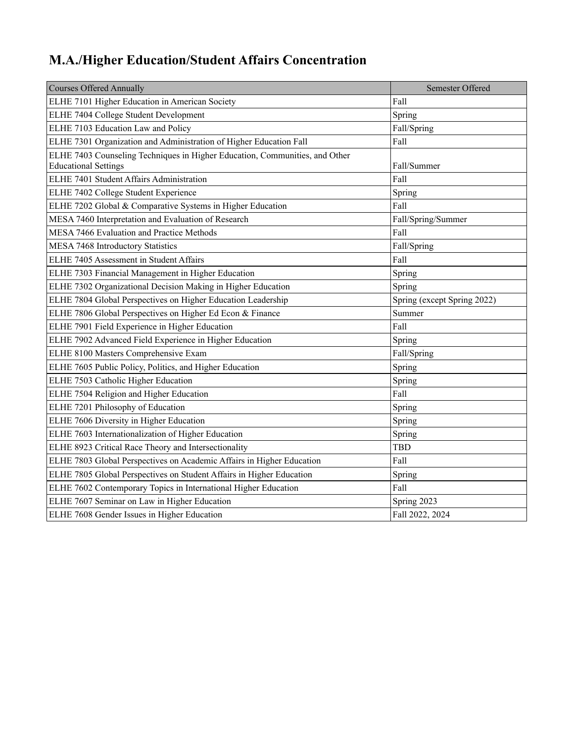# M.A./Higher Education/Student Affairs Concentration

| Courses Offered Annually | Semester Offered |
| --- | --- |
| ELHE 7101 Higher Education in American Society | Fall |
| ELHE 7404 College Student Development | Spring |
| ELHE 7103 Education Law and Policy | Fall/Spring |
| ELHE 7301 Organization and Administration of Higher Education Fall | Fall |
| ELHE 7403 Counseling Techniques in Higher Education, Communities, and Other Educational Settings | Fall/Summer |
| ELHE 7401 Student Affairs Administration | Fall |
| ELHE 7402 College Student Experience | Spring |
| ELHE 7202 Global & Comparative Systems in Higher Education | Fall |
| MESA 7460 Interpretation and Evaluation of Research | Fall/Spring/Summer |
| MESA 7466 Evaluation and Practice Methods | Fall |
| MESA 7468 Introductory Statistics | Fall/Spring |
| ELHE 7405 Assessment in Student Affairs | Fall |
| ELHE 7303 Financial Management in Higher Education | Spring |
| ELHE 7302 Organizational Decision Making in Higher Education | Spring |
| ELHE 7804 Global Perspectives on Higher Education Leadership | Spring (except Spring 2022) |
| ELHE 7806 Global Perspectives on Higher Ed Econ & Finance | Summer |
| ELHE 7901 Field Experience in Higher Education | Fall |
| ELHE 7902 Advanced Field Experience in Higher Education | Spring |
| ELHE 8100 Masters Comprehensive Exam | Fall/Spring |
| ELHE 7605 Public Policy, Politics, and Higher Education | Spring |
| ELHE 7503 Catholic Higher Education | Spring |
| ELHE 7504 Religion and Higher Education | Fall |
| ELHE 7201 Philosophy of Education | Spring |
| ELHE 7606 Diversity in Higher Education | Spring |
| ELHE 7603 Internationalization of Higher Education | Spring |
| ELHE 8923 Critical Race Theory and Intersectionality | TBD |
| ELHE 7803 Global Perspectives on Academic Affairs in Higher Education | Fall |
| ELHE 7805 Global Perspectives on Student Affairs in Higher Education | Spring |
| ELHE 7602 Contemporary Topics in International Higher Education | Fall |
| ELHE 7607 Seminar on Law in Higher Education | Spring 2023 |
| ELHE 7608 Gender Issues in Higher Education | Fall 2022, 2024 |